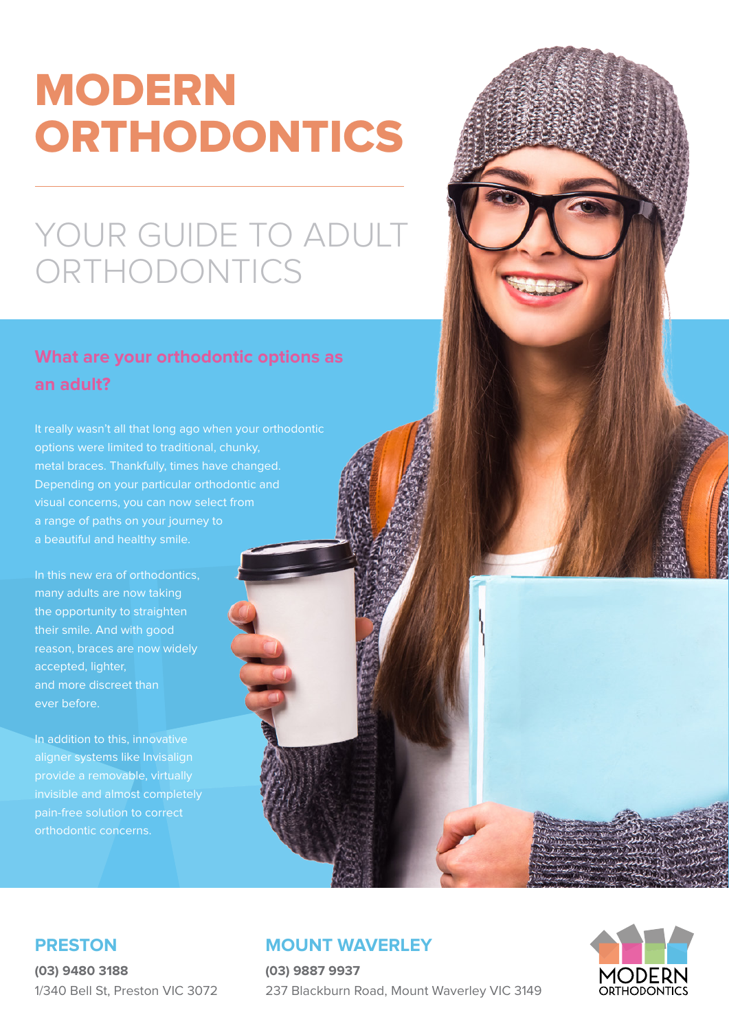# MODERN ORTHODONTICS

## YOUR GUIDE TO ADULT ORTHODONTICS

### What are your orthodontic options as an adult?

It really wasn't all that long ago when your orthodontic options were limited to traditional, chunky, metal braces. Thankfully, times have changed. Depending on your particular orthodontic and visual concerns, you can now select from a range of paths on your journey to a beautiful and healthy smile.

In this new era of orthodontics, many adults are now taking the opportunity to straighten their smile. And with good reason, braces are now widely accepted, lighter, and more discreet than ever before.

In addition to this, innovative aligner systems like Invisalign provide a removable, virtually invisible and almost completely pain-free solution to correct orthodontic concerns.

**PRESTON**

**(03) 9480 3188**

1/340 Bell St, Preston VIC 3072

**MOUNT WAVERLEY**

**(03) 9887 9937**

237 Blackburn Road, Mount Waverley VIC 3149

MODERN ORTHODONTICS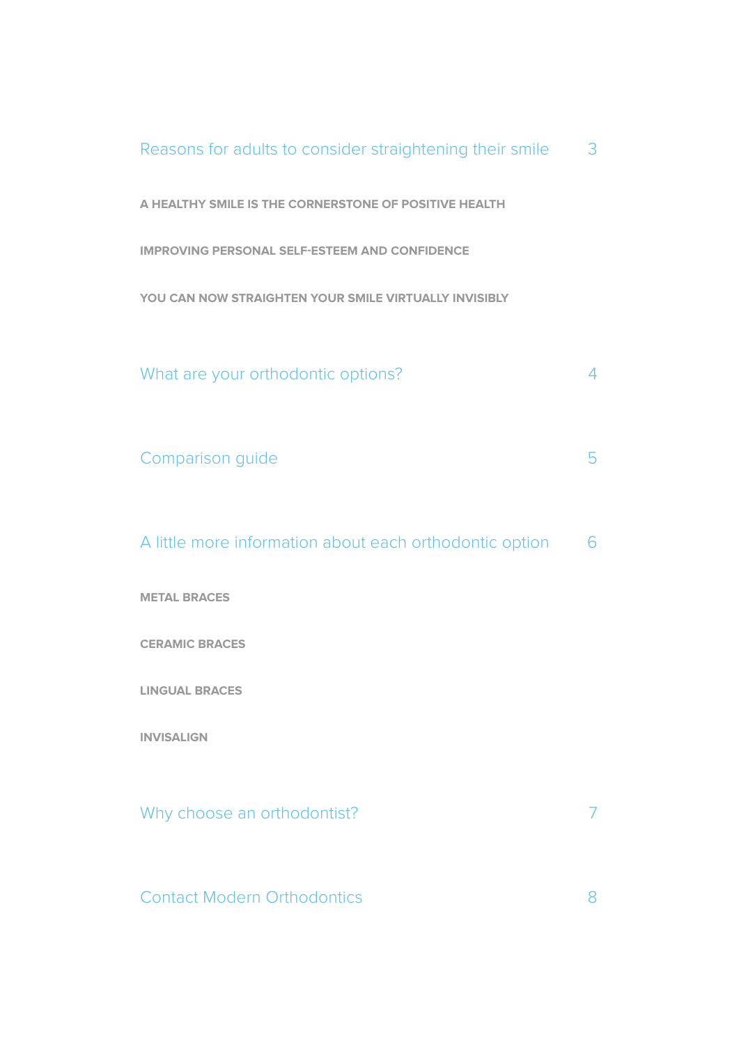Reasons for adults to consider straightening their smile 3

A HEALTHY SMILE IS THE CORNERSTONE OF POSITIVE HEALTH

IMPROVING PERSONAL SELF-ESTEEM AND CONFIDENCE

YOU CAN NOW STRAIGHTEN YOUR SMILE VIRTUALLY INVISIBLY

What are your orthodontic options? 4

Comparison guide 5

A little more information about each orthodontic option 6

METAL BRACES

CERAMIC BRACES

LINGUAL BRACES

INVISALIGN

Why choose an orthodontist? 7

Contact Modern Orthodontics 8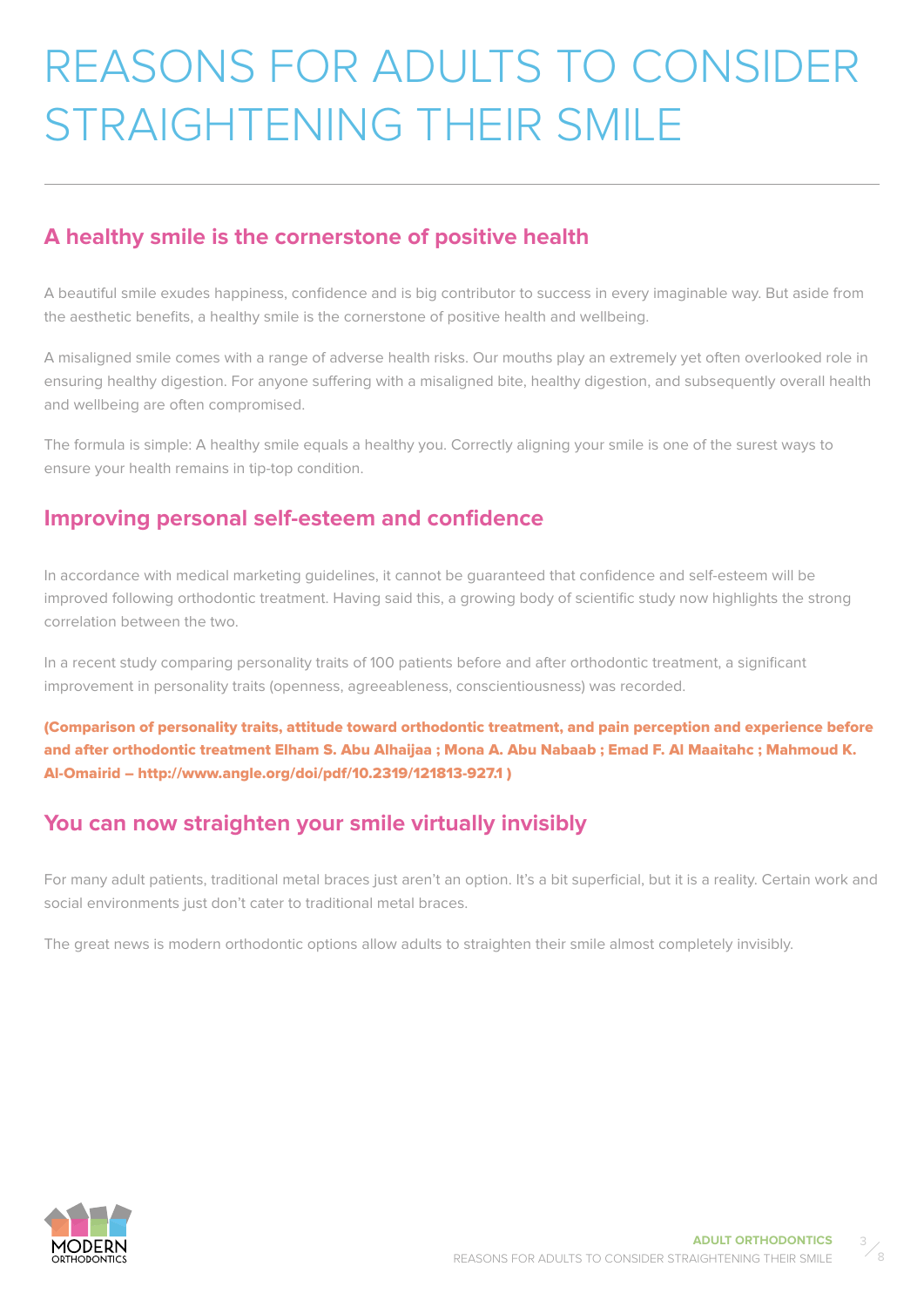# REASONS FOR ADULTS TO CONSIDER STRAIGHTENING THEIR SMILE

## A healthy smile is the cornerstone of positive health

A beautiful smile exudes happiness, confidence and is big contributor to success in every imaginable way. But aside from the aesthetic benefits, a healthy smile is the cornerstone of positive health and wellbeing.

A misaligned smile comes with a range of adverse health risks. Our mouths play an extremely yet often overlooked role in ensuring healthy digestion. For anyone suffering with a misaligned bite, healthy digestion, and subsequently overall health and wellbeing are often compromised.

The formula is simple: A healthy smile equals a healthy you. Correctly aligning your smile is one of the surest ways to ensure your health remains in tip-top condition.

## Improving personal self-esteem and confidence

In accordance with medical marketing guidelines, it cannot be guaranteed that confidence and self-esteem will be improved following orthodontic treatment. Having said this, a growing body of scientific study now highlights the strong correlation between the two.

In a recent study comparing personality traits of 100 patients before and after orthodontic treatment, a significant improvement in personality traits (openness, agreeableness, conscientiousness) was recorded.

**(Comparison of personality traits, attitude toward orthodontic treatment, and pain perception and experience before and after orthodontic treatment Elham S. Abu Alhaijaa ; Mona A. Abu Nabaab ; Emad F. Al Maaitahc ; Mahmoud K. Al-Omairid – http://www.angle.org/doi/pdf/10.2319/121813-927.1 )**

## You can now straighten your smile virtually invisibly

For many adult patients, traditional metal braces just aren't an option. It's a bit superficial, but it is a reality. Certain work and social environments just don't cater to traditional metal braces.

The great news is modern orthodontic options allow adults to straighten their smile almost completely invisibly.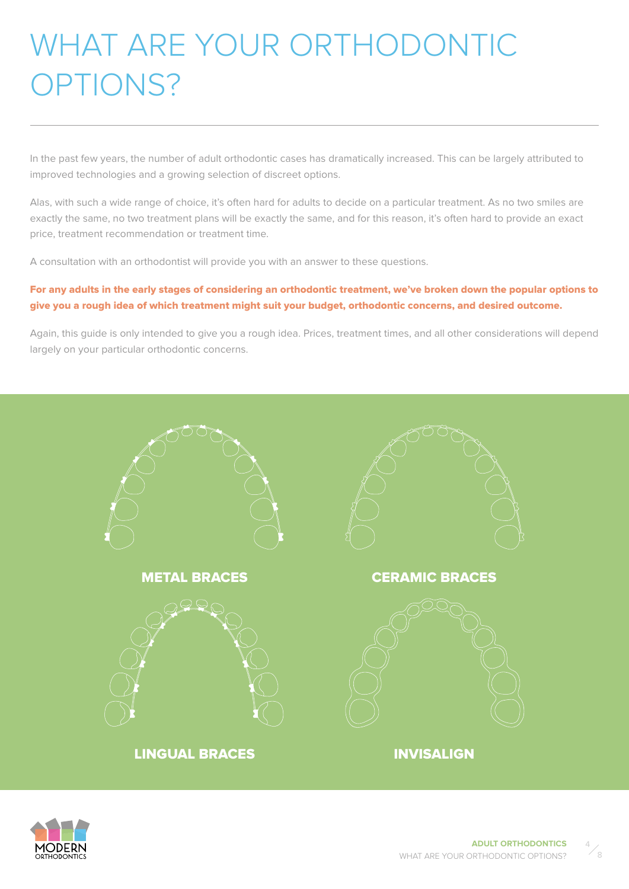# WHAT ARE YOUR ORTHODONTIC OPTIONS?

In the past few years, the number of adult orthodontic cases has dramatically increased. This can be largely attributed to improved technologies and a growing selection of discreet options.

Alas, with such a wide range of choice, it's often hard for adults to decide on a particular treatment. As no two smiles are exactly the same, no two treatment plans will be exactly the same, and for this reason, it's often hard to provide an exact price, treatment recommendation or treatment time.

A consultation with an orthodontist will provide you with an answer to these questions.

**For any adults in the early stages of considering an orthodontic treatment, we've broken down the popular options to give you a rough idea of which treatment might suit your budget, orthodontic concerns, and desired outcome.**

Again, this guide is only intended to give you a rough idea. Prices, treatment times, and all other considerations will depend largely on your particular orthodontic concerns.

**METAL BRACES**

**CERAMIC BRACES**

**LINGUAL BRACES**

**INVISALIGN**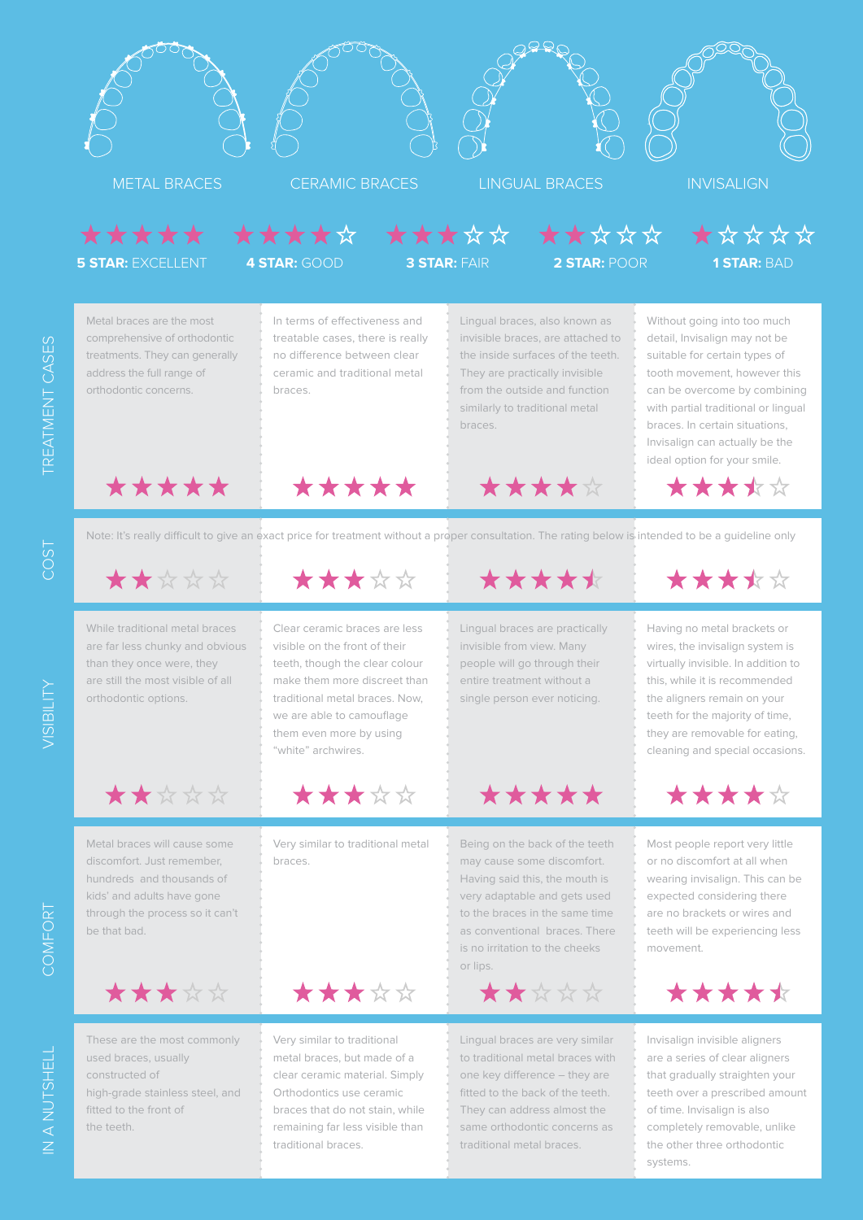| | METAL BRACES | CERAMIC BRACES | LINGUAL BRACES | INVISALIGN |
|---|---|---|---|---|

**Rating key:** ★★★★★ **5 STAR:** EXCELLENT | ★★★★☆ **4 STAR:** GOOD | ★★★☆☆ **3 STAR:** FAIR | ★★☆☆☆ **2 STAR:** POOR | ★☆☆☆☆ **1 STAR:** BAD

| | METAL BRACES | CERAMIC BRACES | LINGUAL BRACES | INVISALIGN |
|---|---|---|---|---|
| **TREATMENT CASES** | Metal braces are the most comprehensive of orthodontic treatments. They can generally address the full range of orthodontic concerns. ★★★★★ | In terms of effectiveness and treatable cases, there is really no difference between clear ceramic and traditional metal braces. ★★★★★ | Lingual braces, also known as invisible braces, are attached to the inside surfaces of the teeth. They are practically invisible from the outside and function similarly to traditional metal braces. ★★★★☆ | Without going into too much detail, Invisalign may not be suitable for certain types of tooth movement, however this can be overcome by combining with partial traditional or lingual braces. In certain situations, Invisalign can actually be the ideal option for your smile. ★★★½☆ |
| **COST** | Note: It's really difficult to give an exact price for treatment without a proper consultation. The rating below is intended to be a guideline only. ★★☆☆☆ | ★★★☆☆ | ★★★★½ | ★★★½☆ |
| **VISIBILITY** | While traditional metal braces are far less chunky and obvious than they once were, they are still the most visible of all orthodontic options. ★★☆☆☆ | Clear ceramic braces are less visible on the front of their teeth, though the clear colour make them more discreet than traditional metal braces. Now, we are able to camouflage them even more by using "white" archwires. ★★★☆☆ | Lingual braces are practically invisible from view. Many people will go through their entire treatment without a single person ever noticing. ★★★★★ | Having no metal brackets or wires, the invisalign system is virtually invisible. In addition to this, while it is recommended the aligners remain on your teeth for the majority of time, they are removable for eating, cleaning and special occasions. ★★★★☆ |
| **COMFORT** | Metal braces will cause some discomfort. Just remember, hundreds and thousands of kids' and adults have gone through the process so it can't be that bad. ★★★☆☆ | Very similar to traditional metal braces. ★★★☆☆ | Being on the back of the teeth may cause some discomfort. Having said this, the mouth is very adaptable and gets used to the braces in the same time as conventional braces. There is no irritation to the cheeks or lips. ★★☆☆☆ | Most people report very little or no discomfort at all when wearing invisalign. This can be expected considering there are no brackets or wires and teeth will be experiencing less movement. ★★★★½ |
| **IN A NUTSHELL** | These are the most commonly used braces, usually constructed of high-grade stainless steel, and fitted to the front of the teeth. | Very similar to traditional metal braces, but made of a clear ceramic material. Simply Orthodontics use ceramic braces that do not stain, while remaining far less visible than traditional braces. | Lingual braces are very similar to traditional metal braces with one key difference – they are fitted to the back of the teeth. They can address almost the same orthodontic concerns as traditional metal braces. | Invisalign invisible aligners are a series of clear aligners that gradually straighten your teeth over a prescribed amount of time. Invisalign is also completely removable, unlike the other three orthodontic systems. |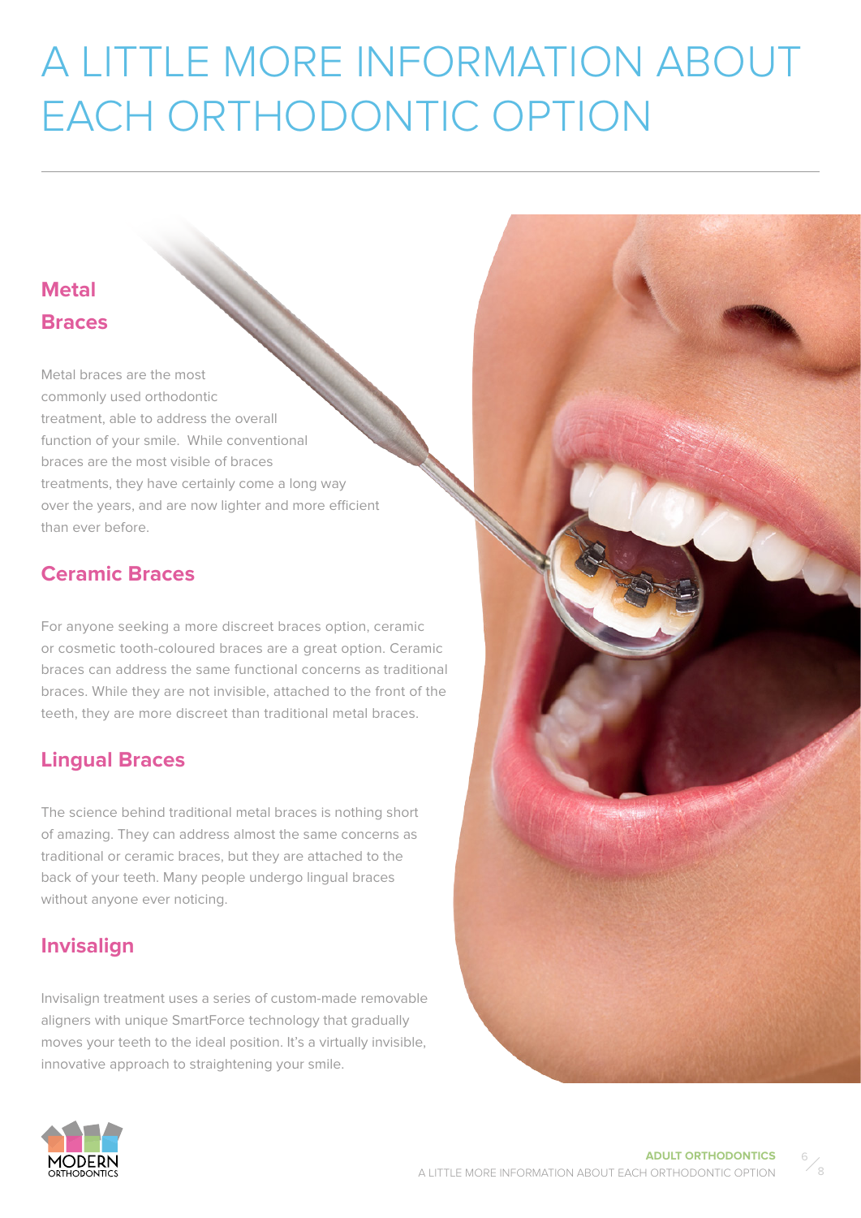# A LITTLE MORE INFORMATION ABOUT EACH ORTHODONTIC OPTION

## Metal Braces

Metal braces are the most commonly used orthodontic treatment, able to address the overall function of your smile. While conventional braces are the most visible of braces treatments, they have certainly come a long way over the years, and are now lighter and more efficient than ever before.

## Ceramic Braces

For anyone seeking a more discreet braces option, ceramic or cosmetic tooth-coloured braces are a great option. Ceramic braces can address the same functional concerns as traditional braces. While they are not invisible, attached to the front of the teeth, they are more discreet than traditional metal braces.

## Lingual Braces

The science behind traditional metal braces is nothing short of amazing. They can address almost the same concerns as traditional or ceramic braces, but they are attached to the back of your teeth. Many people undergo lingual braces without anyone ever noticing.

## Invisalign

Invisalign treatment uses a series of custom-made removable aligners with unique SmartForce technology that gradually moves your teeth to the ideal position. It's a virtually invisible, innovative approach to straightening your smile.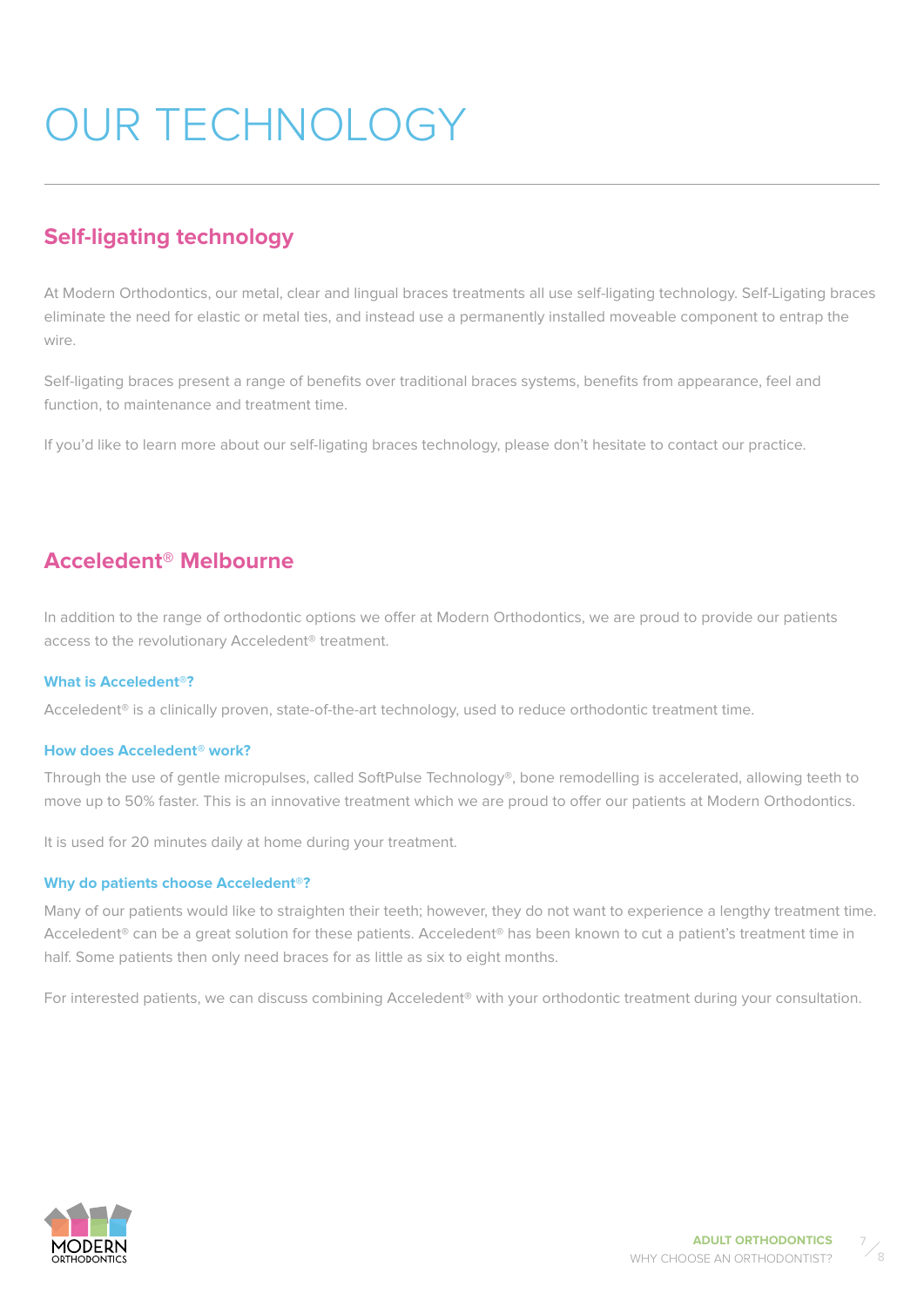# OUR TECHNOLOGY

## Self-ligating technology

At Modern Orthodontics, our metal, clear and lingual braces treatments all use self-ligating technology. Self-Ligating braces eliminate the need for elastic or metal ties, and instead use a permanently installed moveable component to entrap the wire.

Self-ligating braces present a range of benefits over traditional braces systems, benefits from appearance, feel and function, to maintenance and treatment time.

If you'd like to learn more about our self-ligating braces technology, please don't hesitate to contact our practice.

## Acceledent® Melbourne

In addition to the range of orthodontic options we offer at Modern Orthodontics, we are proud to provide our patients access to the revolutionary Acceledent® treatment.

### What is Acceledent®?

Acceledent® is a clinically proven, state-of-the-art technology, used to reduce orthodontic treatment time.

### How does Acceledent® work?

Through the use of gentle micropulses, called SoftPulse Technology®, bone remodelling is accelerated, allowing teeth to move up to 50% faster. This is an innovative treatment which we are proud to offer our patients at Modern Orthodontics.

It is used for 20 minutes daily at home during your treatment.

### Why do patients choose Acceledent®?

Many of our patients would like to straighten their teeth; however, they do not want to experience a lengthy treatment time. Acceledent® can be a great solution for these patients. Acceledent® has been known to cut a patient's treatment time in half. Some patients then only need braces for as little as six to eight months.

For interested patients, we can discuss combining Acceledent® with your orthodontic treatment during your consultation.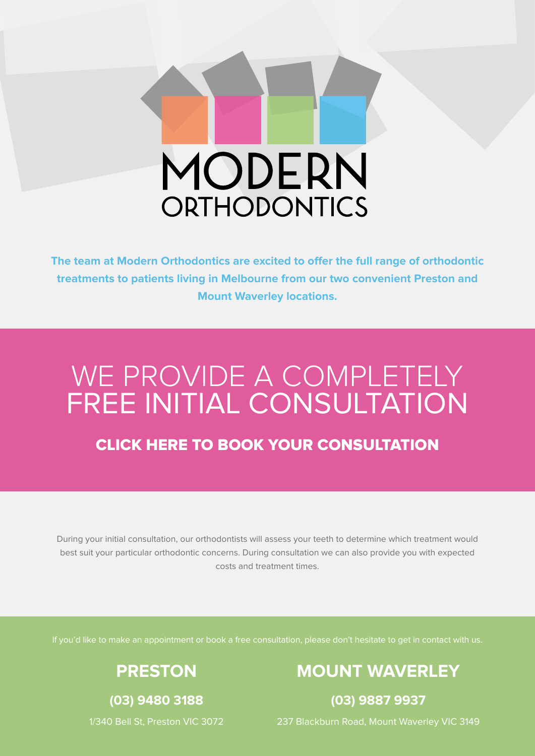# MODERN ORTHODONTICS

**The team at Modern Orthodontics are excited to offer the full range of orthodontic treatments to patients living in Melbourne from our two convenient Preston and Mount Waverley locations.**

## WE PROVIDE A COMPLETELY FREE INITIAL CONSULTATION

**CLICK HERE TO BOOK YOUR CONSULTATION**

During your initial consultation, our orthodontists will assess your teeth to determine which treatment would best suit your particular orthodontic concerns. During consultation we can also provide you with expected costs and treatment times.

If you'd like to make an appointment or book a free consultation, please don't hesitate to get in contact with us.

## PRESTON

**(03) 9480 3188**

1/340 Bell St, Preston VIC 3072

## MOUNT WAVERLEY

**(03) 9887 9937**

237 Blackburn Road, Mount Waverley VIC 3149